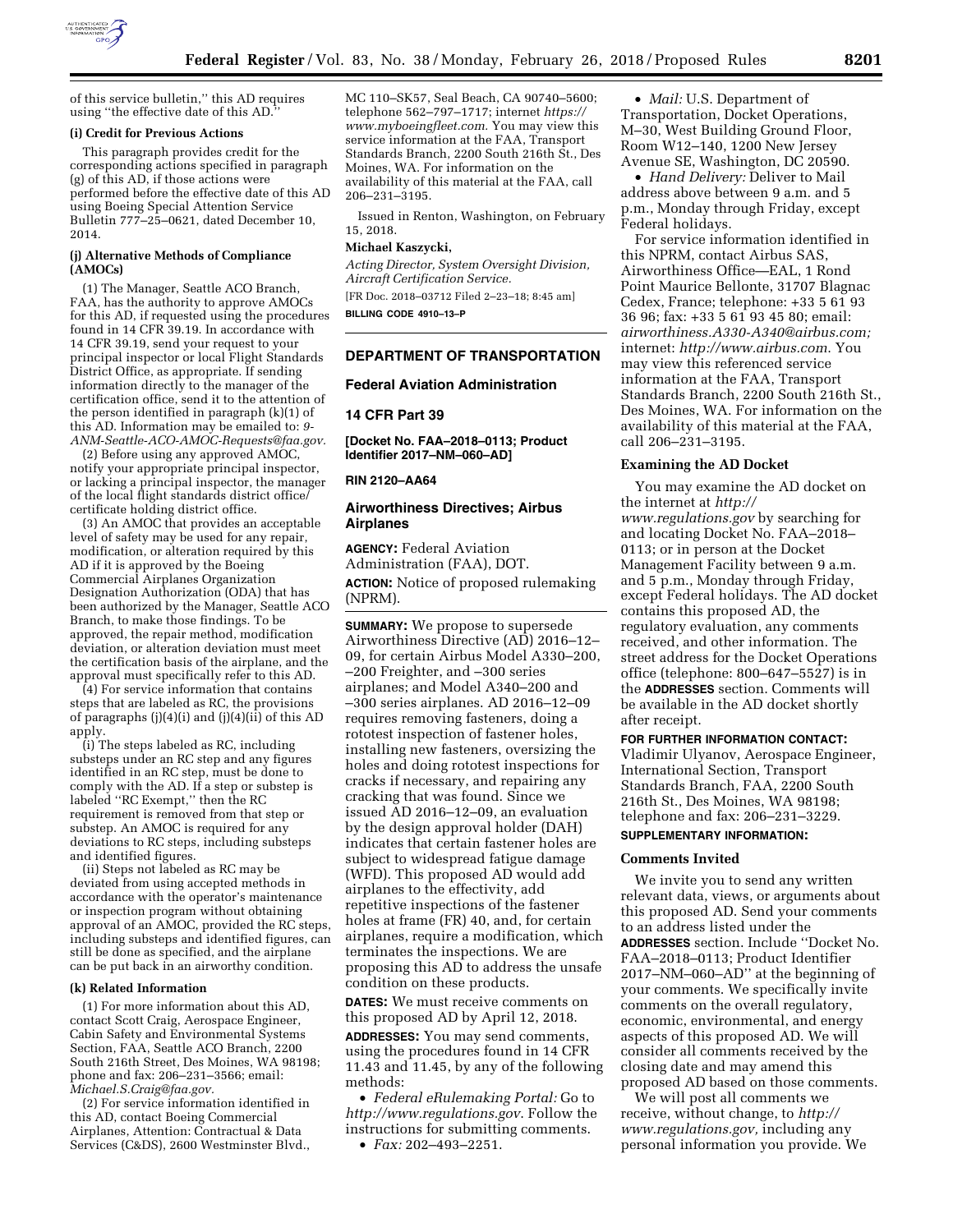of this service bulletin," this AD requires using "the effective date of this AD."

**(i) Credit for Previous Actions**

This paragraph provides credit for the corresponding actions specified in paragraph (g) of this AD, if those actions were performed before the effective date of this AD using Boeing Special Attention Service Bulletin 777–25–0621, dated December 10, 2014.

**(j) Alternative Methods of Compliance (AMOCs)**

(1) The Manager, Seattle ACO Branch, FAA, has the authority to approve AMOCs for this AD, if requested using the procedures found in 14 CFR 39.19. In accordance with 14 CFR 39.19, send your request to your principal inspector or local Flight Standards District Office, as appropriate. If sending information directly to the manager of the certification office, send it to the attention of the person identified in paragraph (k)(1) of this AD. Information may be emailed to: *9-ANM-Seattle-ACO-AMOC-Requests@faa.gov.*

(2) Before using any approved AMOC, notify your appropriate principal inspector, or lacking a principal inspector, the manager of the local flight standards district office/certificate holding district office.

(3) An AMOC that provides an acceptable level of safety may be used for any repair, modification, or alteration required by this AD if it is approved by the Boeing Commercial Airplanes Organization Designation Authorization (ODA) that has been authorized by the Manager, Seattle ACO Branch, to make those findings. To be approved, the repair method, modification deviation, or alteration deviation must meet the certification basis of the airplane, and the approval must specifically refer to this AD.

(4) For service information that contains steps that are labeled as RC, the provisions of paragraphs (j)(4)(i) and (j)(4)(ii) of this AD apply.

(i) The steps labeled as RC, including substeps under an RC step and any figures identified in an RC step, must be done to comply with the AD. If a step or substep is labeled "RC Exempt," then the RC requirement is removed from that step or substep. An AMOC is required for any deviations to RC steps, including substeps and identified figures.

(ii) Steps not labeled as RC may be deviated from using accepted methods in accordance with the operator's maintenance or inspection program without obtaining approval of an AMOC, provided the RC steps, including substeps and identified figures, can still be done as specified, and the airplane can be put back in an airworthy condition.

**(k) Related Information**

(1) For more information about this AD, contact Scott Craig, Aerospace Engineer, Cabin Safety and Environmental Systems Section, FAA, Seattle ACO Branch, 2200 South 216th Street, Des Moines, WA 98198; phone and fax: 206–231–3566; email: *Michael.S.Craig@faa.gov.*

(2) For service information identified in this AD, contact Boeing Commercial Airplanes, Attention: Contractual & Data Services (C&DS), 2600 Westminster Blvd., MC 110–SK57, Seal Beach, CA 90740–5600; telephone 562–797–1717; internet *https://www.myboeingfleet.com.* You may view this service information at the FAA, Transport Standards Branch, 2200 South 216th St., Des Moines, WA. For information on the availability of this material at the FAA, call 206–231–3195.

Issued in Renton, Washington, on February 15, 2018.

**Michael Kaszycki,**

*Acting Director, System Oversight Division, Aircraft Certification Service.*

[FR Doc. 2018–03712 Filed 2–23–18; 8:45 am]

**BILLING CODE 4910–13–P**

---

## DEPARTMENT OF TRANSPORTATION

### Federal Aviation Administration

### 14 CFR Part 39

**[Docket No. FAA–2018–0113; Product Identifier 2017–NM–060–AD]**

**RIN 2120–AA64**

### Airworthiness Directives; Airbus Airplanes

**AGENCY:** Federal Aviation Administration (FAA), DOT.

**ACTION:** Notice of proposed rulemaking (NPRM).

**SUMMARY:** We propose to supersede Airworthiness Directive (AD) 2016–12–09, for certain Airbus Model A330–200, –200 Freighter, and –300 series airplanes; and Model A340–200 and –300 series airplanes. AD 2016–12–09 requires removing fasteners, doing a rototest inspection of fastener holes, installing new fasteners, oversizing the holes and doing rototest inspections for cracks if necessary, and repairing any cracking that was found. Since we issued AD 2016–12–09, an evaluation by the design approval holder (DAH) indicates that certain fastener holes are subject to widespread fatigue damage (WFD). This proposed AD would add airplanes to the effectivity, add repetitive inspections of the fastener holes at frame (FR) 40, and, for certain airplanes, require a modification, which terminates the inspections. We are proposing this AD to address the unsafe condition on these products.

**DATES:** We must receive comments on this proposed AD by April 12, 2018.

**ADDRESSES:** You may send comments, using the procedures found in 14 CFR 11.43 and 11.45, by any of the following methods:

- *Federal eRulemaking Portal:* Go to *http://www.regulations.gov.* Follow the instructions for submitting comments.
- *Fax:* 202–493–2251.
- *Mail:* U.S. Department of Transportation, Docket Operations, M–30, West Building Ground Floor, Room W12–140, 1200 New Jersey Avenue SE, Washington, DC 20590.
- *Hand Delivery:* Deliver to Mail address above between 9 a.m. and 5 p.m., Monday through Friday, except Federal holidays.

For service information identified in this NPRM, contact Airbus SAS, Airworthiness Office—EAL, 1 Rond Point Maurice Bellonte, 31707 Blagnac Cedex, France; telephone: +33 5 61 93 36 96; fax: +33 5 61 93 45 80; email: *airworthiness.A330-A340@airbus.com;* internet: *http://www.airbus.com.* You may view this referenced service information at the FAA, Transport Standards Branch, 2200 South 216th St., Des Moines, WA. For information on the availability of this material at the FAA, call 206–231–3195.

#### Examining the AD Docket

You may examine the AD docket on the internet at *http://www.regulations.gov* by searching for and locating Docket No. FAA–2018–0113; or in person at the Docket Management Facility between 9 a.m. and 5 p.m., Monday through Friday, except Federal holidays. The AD docket contains this proposed AD, the regulatory evaluation, any comments received, and other information. The street address for the Docket Operations office (telephone: 800–647–5527) is in the **ADDRESSES** section. Comments will be available in the AD docket shortly after receipt.

**FOR FURTHER INFORMATION CONTACT:** Vladimir Ulyanov, Aerospace Engineer, International Section, Transport Standards Branch, FAA, 2200 South 216th St., Des Moines, WA 98198; telephone and fax: 206–231–3229.

**SUPPLEMENTARY INFORMATION:**

#### Comments Invited

We invite you to send any written relevant data, views, or arguments about this proposed AD. Send your comments to an address listed under the **ADDRESSES** section. Include "Docket No. FAA–2018–0113; Product Identifier 2017–NM–060–AD" at the beginning of your comments. We specifically invite comments on the overall regulatory, economic, environmental, and energy aspects of this proposed AD. We will consider all comments received by the closing date and may amend this proposed AD based on those comments.

We will post all comments we receive, without change, to *http://www.regulations.gov,* including any personal information you provide. We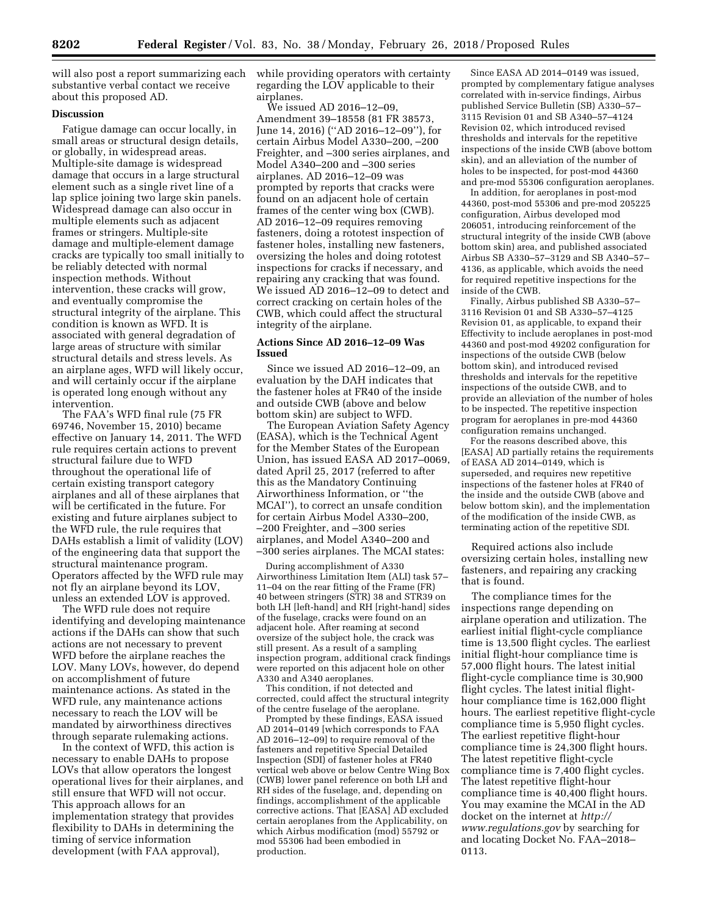will also post a report summarizing each substantive verbal contact we receive about this proposed AD.

**Discussion**

Fatigue damage can occur locally, in small areas or structural design details, or globally, in widespread areas. Multiple-site damage is widespread damage that occurs in a large structural element such as a single rivet line of a lap splice joining two large skin panels. Widespread damage can also occur in multiple elements such as adjacent frames or stringers. Multiple-site damage and multiple-element damage cracks are typically too small initially to be reliably detected with normal inspection methods. Without intervention, these cracks will grow, and eventually compromise the structural integrity of the airplane. This condition is known as WFD. It is associated with general degradation of large areas of structure with similar structural details and stress levels. As an airplane ages, WFD will likely occur, and will certainly occur if the airplane is operated long enough without any intervention.

The FAA's WFD final rule (75 FR 69746, November 15, 2010) became effective on January 14, 2011. The WFD rule requires certain actions to prevent structural failure due to WFD throughout the operational life of certain existing transport category airplanes and all of these airplanes that will be certificated in the future. For existing and future airplanes subject to the WFD rule, the rule requires that DAHs establish a limit of validity (LOV) of the engineering data that support the structural maintenance program. Operators affected by the WFD rule may not fly an airplane beyond its LOV, unless an extended LOV is approved.

The WFD rule does not require identifying and developing maintenance actions if the DAHs can show that such actions are not necessary to prevent WFD before the airplane reaches the LOV. Many LOVs, however, do depend on accomplishment of future maintenance actions. As stated in the WFD rule, any maintenance actions necessary to reach the LOV will be mandated by airworthiness directives through separate rulemaking actions.

In the context of WFD, this action is necessary to enable DAHs to propose LOVs that allow operators the longest operational lives for their airplanes, and still ensure that WFD will not occur. This approach allows for an implementation strategy that provides flexibility to DAHs in determining the timing of service information development (with FAA approval), while providing operators with certainty regarding the LOV applicable to their airplanes.

We issued AD 2016–12–09, Amendment 39–18558 (81 FR 38573, June 14, 2016) ("AD 2016–12–09"), for certain Airbus Model A330–200, –200 Freighter, and –300 series airplanes, and Model A340–200 and –300 series airplanes. AD 2016–12–09 was prompted by reports that cracks were found on an adjacent hole of certain frames of the center wing box (CWB). AD 2016–12–09 requires removing fasteners, doing a rototest inspection of fastener holes, installing new fasteners, oversizing the holes and doing rototest inspections for cracks if necessary, and repairing any cracking that was found. We issued AD 2016–12–09 to detect and correct cracking on certain holes of the CWB, which could affect the structural integrity of the airplane.

**Actions Since AD 2016–12–09 Was Issued**

Since we issued AD 2016–12–09, an evaluation by the DAH indicates that the fastener holes at FR40 of the inside and outside CWB (above and below bottom skin) are subject to WFD.

The European Aviation Safety Agency (EASA), which is the Technical Agent for the Member States of the European Union, has issued EASA AD 2017–0069, dated April 25, 2017 (referred to after this as the Mandatory Continuing Airworthiness Information, or "the MCAI"), to correct an unsafe condition for certain Airbus Model A330–200, –200 Freighter, and –300 series airplanes, and Model A340–200 and –300 series airplanes. The MCAI states:

> During accomplishment of A330 Airworthiness Limitation Item (ALI) task 57–11–04 on the rear fitting of the Frame (FR) 40 between stringers (STR) 38 and STR39 on both LH [left-hand] and RH [right-hand] sides of the fuselage, cracks were found on an adjacent hole. After reaming at second oversize of the subject hole, the crack was still present. As a result of a sampling inspection program, additional crack findings were reported on this adjacent hole on other A330 and A340 aeroplanes.
>
> This condition, if not detected and corrected, could affect the structural integrity of the centre fuselage of the aeroplane.
>
> Prompted by these findings, EASA issued AD 2014–0149 [which corresponds to FAA AD 2016–12–09] to require removal of the fasteners and repetitive Special Detailed Inspection (SDI) of fastener holes at FR40 vertical web above or below Centre Wing Box (CWB) lower panel reference on both LH and RH sides of the fuselage, and, depending on findings, accomplishment of the applicable corrective actions. That [EASA] AD excluded certain aeroplanes from the Applicability, on which Airbus modification (mod) 55792 or mod 55306 had been embodied in production.
>
> Since EASA AD 2014–0149 was issued, prompted by complementary fatigue analyses correlated with in-service findings, Airbus published Service Bulletin (SB) A330–57–3115 Revision 01 and SB A340–57–4124 Revision 02, which introduced revised thresholds and intervals for the repetitive inspections of the inside CWB (above bottom skin), and an alleviation of the number of holes to be inspected, for post-mod 44360 and pre-mod 55306 configuration aeroplanes.
>
> In addition, for aeroplanes in post-mod 44360, post-mod 55306 and pre-mod 205225 configuration, Airbus developed mod 206051, introducing reinforcement of the structural integrity of the inside CWB (above bottom skin) area, and published associated Airbus SB A330–57–3129 and SB A340–57–4136, as applicable, which avoids the need for required repetitive inspections for the inside of the CWB.
>
> Finally, Airbus published SB A330–57–3116 Revision 01 and SB A330–57–4125 Revision 01, as applicable, to expand their Effectivity to include aeroplanes in post-mod 44360 and post-mod 49202 configuration for inspections of the outside CWB (below bottom skin), and introduced revised thresholds and intervals for the repetitive inspections of the outside CWB, and to provide an alleviation of the number of holes to be inspected. The repetitive inspection program for aeroplanes in pre-mod 44360 configuration remains unchanged.
>
> For the reasons described above, this [EASA] AD partially retains the requirements of EASA AD 2014–0149, which is superseded, and requires new repetitive inspections of the fastener holes at FR40 of the inside and the outside CWB (above and below bottom skin), and the implementation of the modification of the inside CWB, as terminating action of the repetitive SDI.

Required actions also include oversizing certain holes, installing new fasteners, and repairing any cracking that is found.

The compliance times for the inspections range depending on airplane operation and utilization. The earliest initial flight-cycle compliance time is 13,500 flight cycles. The earliest initial flight-hour compliance time is 57,000 flight hours. The latest initial flight-cycle compliance time is 30,900 flight cycles. The latest initial flight-hour compliance time is 162,000 flight hours. The earliest repetitive flight-cycle compliance time is 5,950 flight cycles. The earliest repetitive flight-hour compliance time is 24,300 flight hours. The latest repetitive flight-cycle compliance time is 7,400 flight cycles. The latest repetitive flight-hour compliance time is 40,400 flight hours. You may examine the MCAI in the AD docket on the internet at *http://www.regulations.gov* by searching for and locating Docket No. FAA–2018–0113.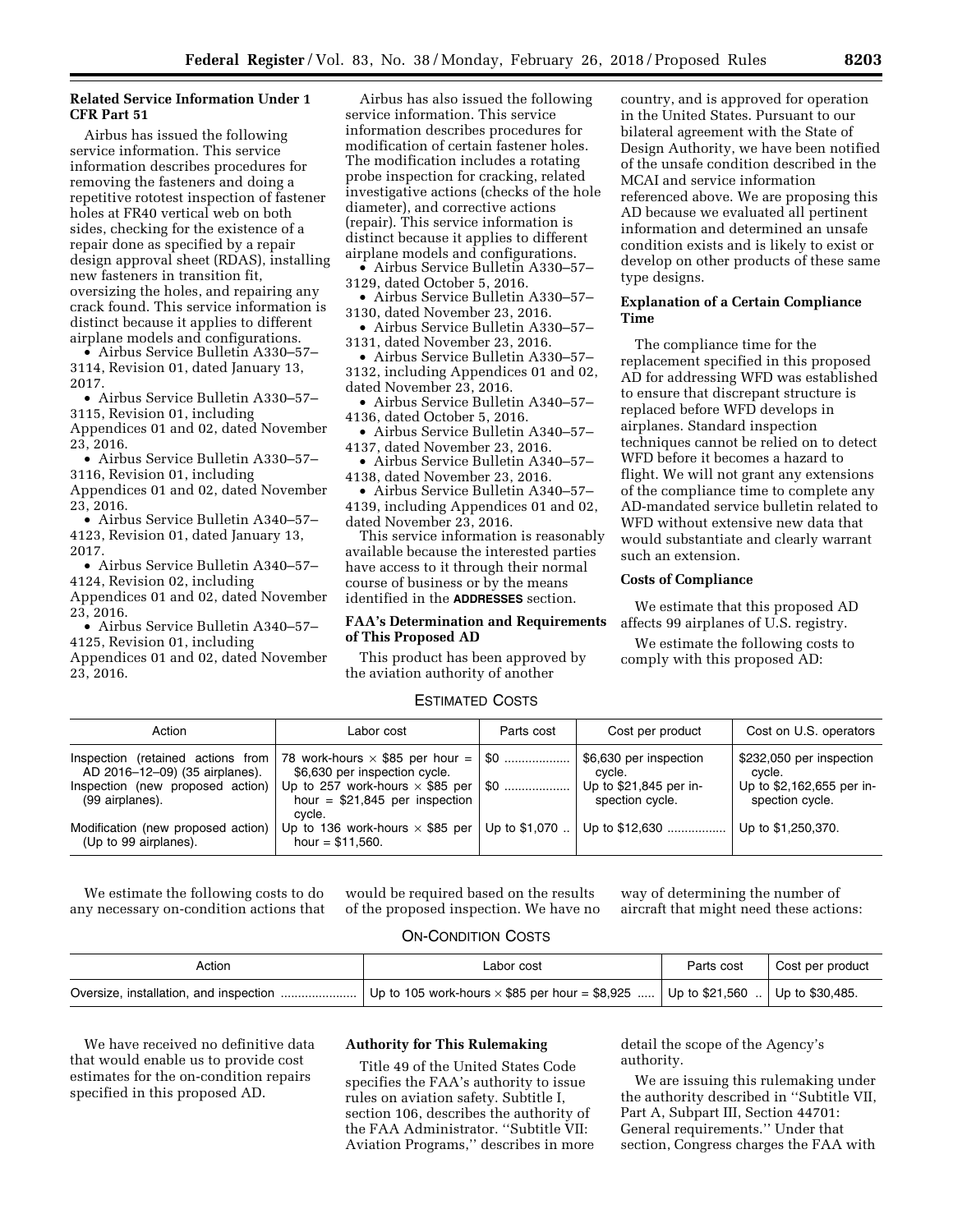### Related Service Information Under 1 CFR Part 51

Airbus has issued the following service information. This service information describes procedures for removing the fasteners and doing a repetitive rototest inspection of fastener holes at FR40 vertical web on both sides, checking for the existence of a repair done as specified by a repair design approval sheet (RDAS), installing new fasteners in transition fit, oversizing the holes, and repairing any crack found. This service information is distinct because it applies to different airplane models and configurations.

- Airbus Service Bulletin A330–57–3114, Revision 01, dated January 13, 2017.
- Airbus Service Bulletin A330–57–3115, Revision 01, including Appendices 01 and 02, dated November 23, 2016.
- Airbus Service Bulletin A330–57–3116, Revision 01, including Appendices 01 and 02, dated November 23, 2016.
- Airbus Service Bulletin A340–57–4123, Revision 01, dated January 13, 2017.
- Airbus Service Bulletin A340–57–4124, Revision 02, including Appendices 01 and 02, dated November 23, 2016.
- Airbus Service Bulletin A340–57–4125, Revision 01, including Appendices 01 and 02, dated November 23, 2016.

Airbus has also issued the following service information. This service information describes procedures for modification of certain fastener holes. The modification includes a rotating probe inspection for cracking, related investigative actions (checks of the hole diameter), and corrective actions (repair). This service information is distinct because it applies to different airplane models and configurations.

- Airbus Service Bulletin A330–57–3129, dated October 5, 2016.
- Airbus Service Bulletin A330–57–3130, dated November 23, 2016.
- Airbus Service Bulletin A330–57–3131, dated November 23, 2016.
- Airbus Service Bulletin A330–57–3132, including Appendices 01 and 02, dated November 23, 2016.
- Airbus Service Bulletin A340–57–4136, dated October 5, 2016.
- Airbus Service Bulletin A340–57–4137, dated November 23, 2016.
- Airbus Service Bulletin A340–57–4138, dated November 23, 2016.
- Airbus Service Bulletin A340–57–4139, including Appendices 01 and 02, dated November 23, 2016.

This service information is reasonably available because the interested parties have access to it through their normal course of business or by the means identified in the **ADDRESSES** section.

### FAA's Determination and Requirements of This Proposed AD

This product has been approved by the aviation authority of another country, and is approved for operation in the United States. Pursuant to our bilateral agreement with the State of Design Authority, we have been notified of the unsafe condition described in the MCAI and service information referenced above. We are proposing this AD because we evaluated all pertinent information and determined an unsafe condition exists and is likely to exist or develop on other products of these same type designs.

### Explanation of a Certain Compliance Time

The compliance time for the replacement specified in this proposed AD for addressing WFD was established to ensure that discrepant structure is replaced before WFD develops in airplanes. Standard inspection techniques cannot be relied on to detect WFD before it becomes a hazard to flight. We will not grant any extensions of the compliance time to complete any AD-mandated service bulletin related to WFD without extensive new data that would substantiate and clearly warrant such an extension.

### Costs of Compliance

We estimate that this proposed AD affects 99 airplanes of U.S. registry.

We estimate the following costs to comply with this proposed AD:

ESTIMATED COSTS

| Action | Labor cost | Parts cost | Cost per product | Cost on U.S. operators |
|---|---|---|---|---|
| Inspection (retained actions from AD 2016–12–09) (35 airplanes). | 78 work-hours × $85 per hour = $6,630 per inspection cycle. | $0 | $6,630 per inspection cycle. | $232,050 per inspection cycle. |
| Inspection (new proposed action) (99 airplanes). | Up to 257 work-hours × $85 per hour = $21,845 per inspection cycle. | $0 | Up to $21,845 per inspection cycle. | Up to $2,162,655 per inspection cycle. |
| Modification (new proposed action) (Up to 99 airplanes). | Up to 136 work-hours × $85 per hour = $11,560. | Up to $1,070 | Up to $12,630 | Up to $1,250,370. |

We estimate the following costs to do any necessary on-condition actions that would be required based on the results of the proposed inspection. We have no way of determining the number of aircraft that might need these actions:

ON-CONDITION COSTS

| Action | Labor cost | Parts cost | Cost per product |
|---|---|---|---|
| Oversize, installation, and inspection | Up to 105 work-hours × $85 per hour = $8,925 | Up to $21,560 | Up to $30,485. |

We have received no definitive data that would enable us to provide cost estimates for the on-condition repairs specified in this proposed AD.

### Authority for This Rulemaking

Title 49 of the United States Code specifies the FAA's authority to issue rules on aviation safety. Subtitle I, section 106, describes the authority of the FAA Administrator. "Subtitle VII: Aviation Programs," describes in more detail the scope of the Agency's authority.

We are issuing this rulemaking under the authority described in "Subtitle VII, Part A, Subpart III, Section 44701: General requirements." Under that section, Congress charges the FAA with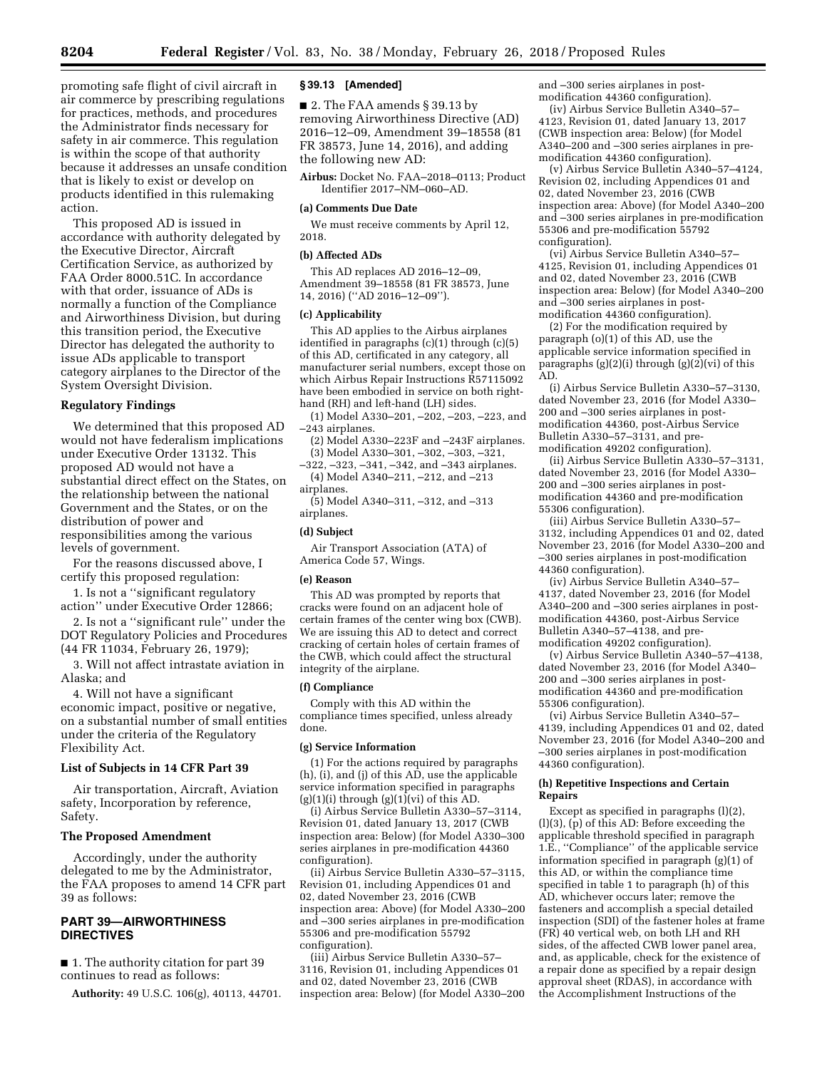promoting safe flight of civil aircraft in air commerce by prescribing regulations for practices, methods, and procedures the Administrator finds necessary for safety in air commerce. This regulation is within the scope of that authority because it addresses an unsafe condition that is likely to exist or develop on products identified in this rulemaking action.

This proposed AD is issued in accordance with authority delegated by the Executive Director, Aircraft Certification Service, as authorized by FAA Order 8000.51C. In accordance with that order, issuance of ADs is normally a function of the Compliance and Airworthiness Division, but during this transition period, the Executive Director has delegated the authority to issue ADs applicable to transport category airplanes to the Director of the System Oversight Division.

## Regulatory Findings

We determined that this proposed AD would not have federalism implications under Executive Order 13132. This proposed AD would not have a substantial direct effect on the States, on the relationship between the national Government and the States, or on the distribution of power and responsibilities among the various levels of government.

For the reasons discussed above, I certify this proposed regulation:

1. Is not a ''significant regulatory action'' under Executive Order 12866;

2. Is not a ''significant rule'' under the DOT Regulatory Policies and Procedures (44 FR 11034, February 26, 1979);

3. Will not affect intrastate aviation in Alaska; and

4. Will not have a significant economic impact, positive or negative, on a substantial number of small entities under the criteria of the Regulatory Flexibility Act.

## List of Subjects in 14 CFR Part 39

Air transportation, Aircraft, Aviation safety, Incorporation by reference, Safety.

## The Proposed Amendment

Accordingly, under the authority delegated to me by the Administrator, the FAA proposes to amend 14 CFR part 39 as follows:

## PART 39—AIRWORTHINESS DIRECTIVES

■ 1. The authority citation for part 39 continues to read as follows:

**Authority:** 49 U.S.C. 106(g), 40113, 44701.

### § 39.13 [Amended]

■ 2. The FAA amends § 39.13 by removing Airworthiness Directive (AD) 2016–12–09, Amendment 39–18558 (81 FR 38573, June 14, 2016), and adding the following new AD:

**Airbus:** Docket No. FAA–2018–0113; Product Identifier 2017–NM–060–AD.

#### (a) Comments Due Date

We must receive comments by April 12, 2018.

#### (b) Affected ADs

This AD replaces AD 2016–12–09, Amendment 39–18558 (81 FR 38573, June 14, 2016) (''AD 2016–12–09'').

#### (c) Applicability

This AD applies to the Airbus airplanes identified in paragraphs (c)(1) through (c)(5) of this AD, certificated in any category, all manufacturer serial numbers, except those on which Airbus Repair Instructions R57115092 have been embodied in service on both right-hand (RH) and left-hand (LH) sides.

(1) Model A330–201, –202, –203, –223, and –243 airplanes.

(2) Model A330–223F and –243F airplanes.

(3) Model A330–301, –302, –303, –321, –322, –323, –341, –342, and –343 airplanes.

(4) Model A340–211, –212, and –213 airplanes.

(5) Model A340–311, –312, and –313 airplanes.

#### (d) Subject

Air Transport Association (ATA) of America Code 57, Wings.

#### (e) Reason

This AD was prompted by reports that cracks were found on an adjacent hole of certain frames of the center wing box (CWB). We are issuing this AD to detect and correct cracking of certain holes of certain frames of the CWB, which could affect the structural integrity of the airplane.

#### (f) Compliance

Comply with this AD within the compliance times specified, unless already done.

#### (g) Service Information

(1) For the actions required by paragraphs (h), (i), and (j) of this AD, use the applicable service information specified in paragraphs (g)(1)(i) through (g)(1)(vi) of this AD.

(i) Airbus Service Bulletin A330–57–3114, Revision 01, dated January 13, 2017 (CWB inspection area: Below) (for Model A330–300 series airplanes in pre-modification 44360 configuration).

(ii) Airbus Service Bulletin A330–57–3115, Revision 01, including Appendices 01 and 02, dated November 23, 2016 (CWB inspection area: Above) (for Model A330–200 and –300 series airplanes in pre-modification 55306 and pre-modification 55792 configuration).

(iii) Airbus Service Bulletin A330–57–3116, Revision 01, including Appendices 01 and 02, dated November 23, 2016 (CWB inspection area: Below) (for Model A330–200 and –300 series airplanes in post-modification 44360 configuration).

(iv) Airbus Service Bulletin A340–57–4123, Revision 01, dated January 13, 2017 (CWB inspection area: Below) (for Model A340–200 and –300 series airplanes in pre-modification 44360 configuration).

(v) Airbus Service Bulletin A340–57–4124, Revision 02, including Appendices 01 and 02, dated November 23, 2016 (CWB inspection area: Above) (for Model A340–200 and –300 series airplanes in pre-modification 55306 and pre-modification 55792 configuration).

(vi) Airbus Service Bulletin A340–57–4125, Revision 01, including Appendices 01 and 02, dated November 23, 2016 (CWB inspection area: Below) (for Model A340–200 and –300 series airplanes in post-modification 44360 configuration).

(2) For the modification required by paragraph (o)(1) of this AD, use the applicable service information specified in paragraphs (g)(2)(i) through (g)(2)(vi) of this AD.

(i) Airbus Service Bulletin A330–57–3130, dated November 23, 2016 (for Model A330–200 and –300 series airplanes in post-modification 44360, post-Airbus Service Bulletin A330–57–3131, and pre-modification 49202 configuration).

(ii) Airbus Service Bulletin A330–57–3131, dated November 23, 2016 (for Model A330–200 and –300 series airplanes in post-modification 44360 and pre-modification 55306 configuration).

(iii) Airbus Service Bulletin A330–57–3132, including Appendices 01 and 02, dated November 23, 2016 (for Model A330–200 and –300 series airplanes in post-modification 44360 configuration).

(iv) Airbus Service Bulletin A340–57–4137, dated November 23, 2016 (for Model A340–200 and –300 series airplanes in post-modification 44360, post-Airbus Service Bulletin A340–57–4138, and pre-modification 49202 configuration).

(v) Airbus Service Bulletin A340–57–4138, dated November 23, 2016 (for Model A340–200 and –300 series airplanes in post-modification 44360 and pre-modification 55306 configuration).

(vi) Airbus Service Bulletin A340–57–4139, including Appendices 01 and 02, dated November 23, 2016 (for Model A340–200 and –300 series airplanes in post-modification 44360 configuration).

#### (h) Repetitive Inspections and Certain Repairs

Except as specified in paragraphs (l)(2), (l)(3), (p) of this AD: Before exceeding the applicable threshold specified in paragraph 1.E., ''Compliance'' of the applicable service information specified in paragraph (g)(1) of this AD, or within the compliance time specified in table 1 to paragraph (h) of this AD, whichever occurs later; remove the fasteners and accomplish a special detailed inspection (SDI) of the fastener holes at frame (FR) 40 vertical web, on both LH and RH sides, of the affected CWB lower panel area, and, as applicable, check for the existence of a repair done as specified by a repair design approval sheet (RDAS), in accordance with the Accomplishment Instructions of the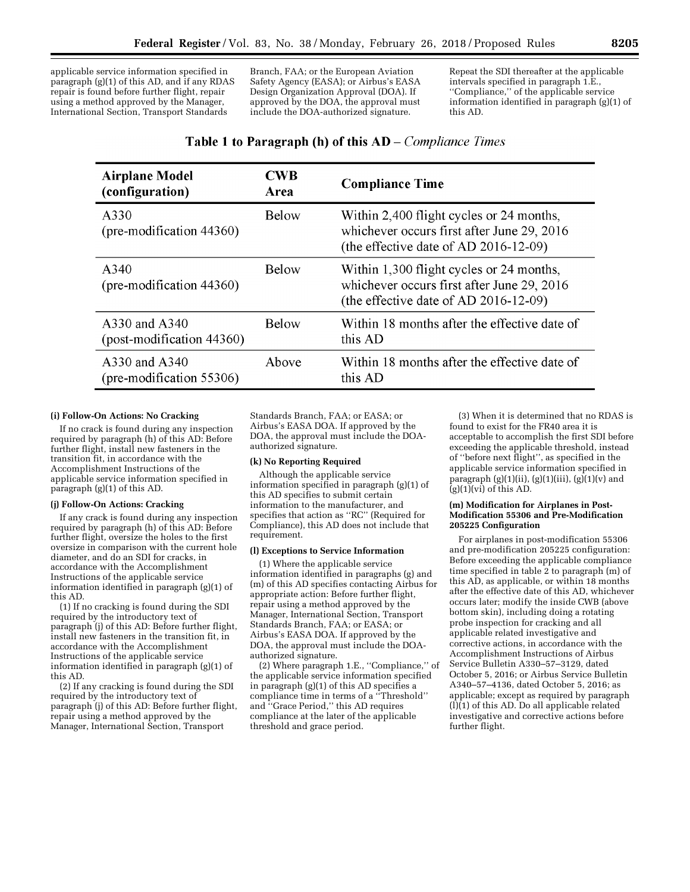applicable service information specified in paragraph (g)(1) of this AD, and if any RDAS repair is found before further flight, repair using a method approved by the Manager, International Section, Transport Standards Branch, FAA; or the European Aviation Safety Agency (EASA); or Airbus's EASA Design Organization Approval (DOA). If approved by the DOA, the approval must include the DOA-authorized signature.

Repeat the SDI thereafter at the applicable intervals specified in paragraph 1.E., "Compliance," of the applicable service information identified in paragraph (g)(1) of this AD.

**Table 1 to Paragraph (h) of this AD** – *Compliance Times*

| Airplane Model (configuration) | CWB Area | Compliance Time |
|---|---|---|
| A330 (pre-modification 44360) | Below | Within 2,400 flight cycles or 24 months, whichever occurs first after June 29, 2016 (the effective date of AD 2016-12-09) |
| A340 (pre-modification 44360) | Below | Within 1,300 flight cycles or 24 months, whichever occurs first after June 29, 2016 (the effective date of AD 2016-12-09) |
| A330 and A340 (post-modification 44360) | Below | Within 18 months after the effective date of this AD |
| A330 and A340 (pre-modification 55306) | Above | Within 18 months after the effective date of this AD |

**(i) Follow-On Actions: No Cracking**

If no crack is found during any inspection required by paragraph (h) of this AD: Before further flight, install new fasteners in the transition fit, in accordance with the Accomplishment Instructions of the applicable service information specified in paragraph (g)(1) of this AD.

**(j) Follow-On Actions: Cracking**

If any crack is found during any inspection required by paragraph (h) of this AD: Before further flight, oversize the holes to the first oversize in comparison with the current hole diameter, and do an SDI for cracks, in accordance with the Accomplishment Instructions of the applicable service information identified in paragraph (g)(1) of this AD.

(1) If no cracking is found during the SDI required by the introductory text of paragraph (j) of this AD: Before further flight, install new fasteners in the transition fit, in accordance with the Accomplishment Instructions of the applicable service information identified in paragraph (g)(1) of this AD.

(2) If any cracking is found during the SDI required by the introductory text of paragraph (j) of this AD: Before further flight, repair using a method approved by the Manager, International Section, Transport Standards Branch, FAA; or EASA; or Airbus's EASA DOA. If approved by the DOA, the approval must include the DOA-authorized signature.

**(k) No Reporting Required**

Although the applicable service information specified in paragraph (g)(1) of this AD specifies to submit certain information to the manufacturer, and specifies that action as "RC" (Required for Compliance), this AD does not include that requirement.

**(l) Exceptions to Service Information**

(1) Where the applicable service information identified in paragraphs (g) and (m) of this AD specifies contacting Airbus for appropriate action: Before further flight, repair using a method approved by the Manager, International Section, Transport Standards Branch, FAA; or EASA; or Airbus's EASA DOA. If approved by the DOA, the approval must include the DOA-authorized signature.

(2) Where paragraph 1.E., "Compliance," of the applicable service information specified in paragraph (g)(1) of this AD specifies a compliance time in terms of a "Threshold" and "Grace Period," this AD requires compliance at the later of the applicable threshold and grace period.

(3) When it is determined that no RDAS is found to exist for the FR40 area it is acceptable to accomplish the first SDI before exceeding the applicable threshold, instead of "before next flight", as specified in the applicable service information specified in paragraph (g)(1)(ii), (g)(1)(iii), (g)(1)(v) and (g)(1)(vi) of this AD.

**(m) Modification for Airplanes in Post-Modification 55306 and Pre-Modification 205225 Configuration**

For airplanes in post-modification 55306 and pre-modification 205225 configuration: Before exceeding the applicable compliance time specified in table 2 to paragraph (m) of this AD, as applicable, or within 18 months after the effective date of this AD, whichever occurs later; modify the inside CWB (above bottom skin), including doing a rotating probe inspection for cracking and all applicable related investigative and corrective actions, in accordance with the Accomplishment Instructions of Airbus Service Bulletin A330–57–3129, dated October 5, 2016; or Airbus Service Bulletin A340–57–4136, dated October 5, 2016; as applicable; except as required by paragraph (l)(1) of this AD. Do all applicable related investigative and corrective actions before further flight.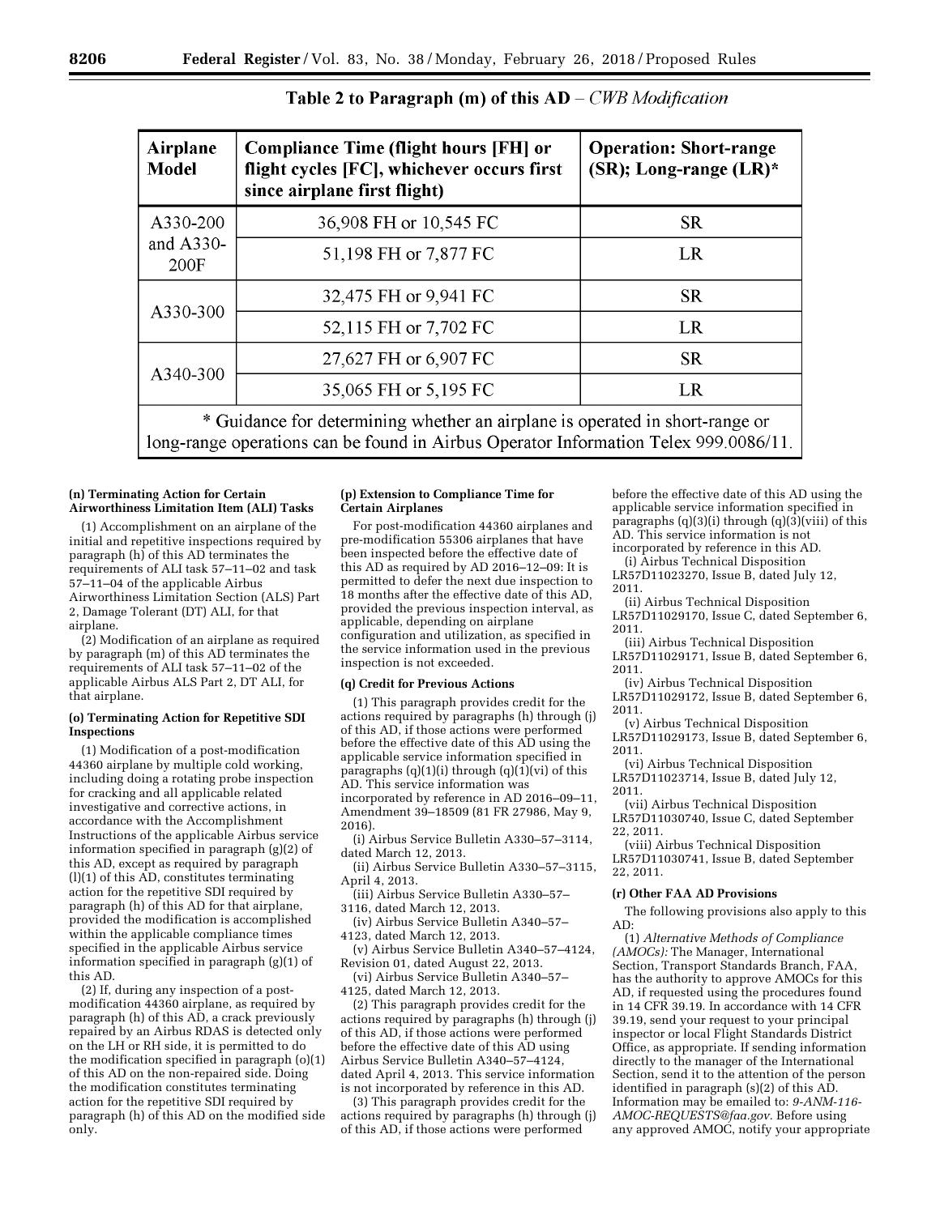**Table 2 to Paragraph (m) of this AD –** *CWB Modification*

| Airplane Model | Compliance Time (flight hours [FH] or flight cycles [FC], whichever occurs first since airplane first flight) | Operation: Short-range (SR); Long-range (LR)* |
|---|---|---|
| A330-200 and A330-200F | 36,908 FH or 10,545 FC | SR |
| | 51,198 FH or 7,877 FC | LR |
| A330-300 | 32,475 FH or 9,941 FC | SR |
| | 52,115 FH or 7,702 FC | LR |
| A340-300 | 27,627 FH or 6,907 FC | SR |
| | 35,065 FH or 5,195 FC | LR |

\* Guidance for determining whether an airplane is operated in short-range or long-range operations can be found in Airbus Operator Information Telex 999.0086/11.

**(n) Terminating Action for Certain Airworthiness Limitation Item (ALI) Tasks**

(1) Accomplishment on an airplane of the initial and repetitive inspections required by paragraph (h) of this AD terminates the requirements of ALI task 57–11–02 and task 57–11–04 of the applicable Airbus Airworthiness Limitation Section (ALS) Part 2, Damage Tolerant (DT) ALI, for that airplane.

(2) Modification of an airplane as required by paragraph (m) of this AD terminates the requirements of ALI task 57–11–02 of the applicable Airbus ALS Part 2, DT ALI, for that airplane.

**(o) Terminating Action for Repetitive SDI Inspections**

(1) Modification of a post-modification 44360 airplane by multiple cold working, including doing a rotating probe inspection for cracking and all applicable related investigative and corrective actions, in accordance with the Accomplishment Instructions of the applicable Airbus service information specified in paragraph (g)(2) of this AD, except as required by paragraph (l)(1) of this AD, constitutes terminating action for the repetitive SDI required by paragraph (h) of this AD for that airplane, provided the modification is accomplished within the applicable compliance times specified in the applicable Airbus service information specified in paragraph (g)(1) of this AD.

(2) If, during any inspection of a post-modification 44360 airplane, as required by paragraph (h) of this AD, a crack previously repaired by an Airbus RDAS is detected only on the LH or RH side, it is permitted to do the modification specified in paragraph (o)(1) of this AD on the non-repaired side. Doing the modification constitutes terminating action for the repetitive SDI required by paragraph (h) of this AD on the modified side only.

**(p) Extension to Compliance Time for Certain Airplanes**

For post-modification 44360 airplanes and pre-modification 55306 airplanes that have been inspected before the effective date of this AD as required by AD 2016–12–09: It is permitted to defer the next due inspection to 18 months after the effective date of this AD, provided the previous inspection interval, as applicable, depending on airplane configuration and utilization, as specified in the service information used in the previous inspection is not exceeded.

**(q) Credit for Previous Actions**

(1) This paragraph provides credit for the actions required by paragraphs (h) through (j) of this AD, if those actions were performed before the effective date of this AD using the applicable service information specified in paragraphs (q)(1)(i) through (q)(1)(vi) of this AD. This service information was incorporated by reference in AD 2016–09–11, Amendment 39–18509 (81 FR 27986, May 9, 2016).

(i) Airbus Service Bulletin A330–57–3114, dated March 12, 2013.

(ii) Airbus Service Bulletin A330–57–3115, April 4, 2013.

(iii) Airbus Service Bulletin A330–57–3116, dated March 12, 2013.

(iv) Airbus Service Bulletin A340–57–4123, dated March 12, 2013.

(v) Airbus Service Bulletin A340–57–4124, Revision 01, dated August 22, 2013.

(vi) Airbus Service Bulletin A340–57–4125, dated March 12, 2013.

(2) This paragraph provides credit for the actions required by paragraphs (h) through (j) of this AD, if those actions were performed before the effective date of this AD using Airbus Service Bulletin A340–57–4124, dated April 4, 2013. This service information is not incorporated by reference in this AD.

(3) This paragraph provides credit for the actions required by paragraphs (h) through (j) of this AD, if those actions were performed before the effective date of this AD using the applicable service information specified in paragraphs (q)(3)(i) through (q)(3)(viii) of this AD. This service information is not incorporated by reference in this AD.

(i) Airbus Technical Disposition LR57D11023270, Issue B, dated July 12, 2011.

(ii) Airbus Technical Disposition LR57D11029170, Issue C, dated September 6, 2011.

(iii) Airbus Technical Disposition LR57D11029171, Issue B, dated September 6, 2011.

(iv) Airbus Technical Disposition LR57D11029172, Issue B, dated September 6, 2011.

(v) Airbus Technical Disposition LR57D11029173, Issue B, dated September 6, 2011.

(vi) Airbus Technical Disposition LR57D11023714, Issue B, dated July 12, 2011.

(vii) Airbus Technical Disposition LR57D11030740, Issue C, dated September 22, 2011.

(viii) Airbus Technical Disposition LR57D11030741, Issue B, dated September 22, 2011.

**(r) Other FAA AD Provisions**

The following provisions also apply to this AD:

(1) *Alternative Methods of Compliance (AMOCs):* The Manager, International Section, Transport Standards Branch, FAA, has the authority to approve AMOCs for this AD, if requested using the procedures found in 14 CFR 39.19. In accordance with 14 CFR 39.19, send your request to your principal inspector or local Flight Standards District Office, as appropriate. If sending information directly to the manager of the International Section, send it to the attention of the person identified in paragraph (s)(2) of this AD. Information may be emailed to: *9-ANM-116-AMOC-REQUESTS@faa.gov.* Before using any approved AMOC, notify your appropriate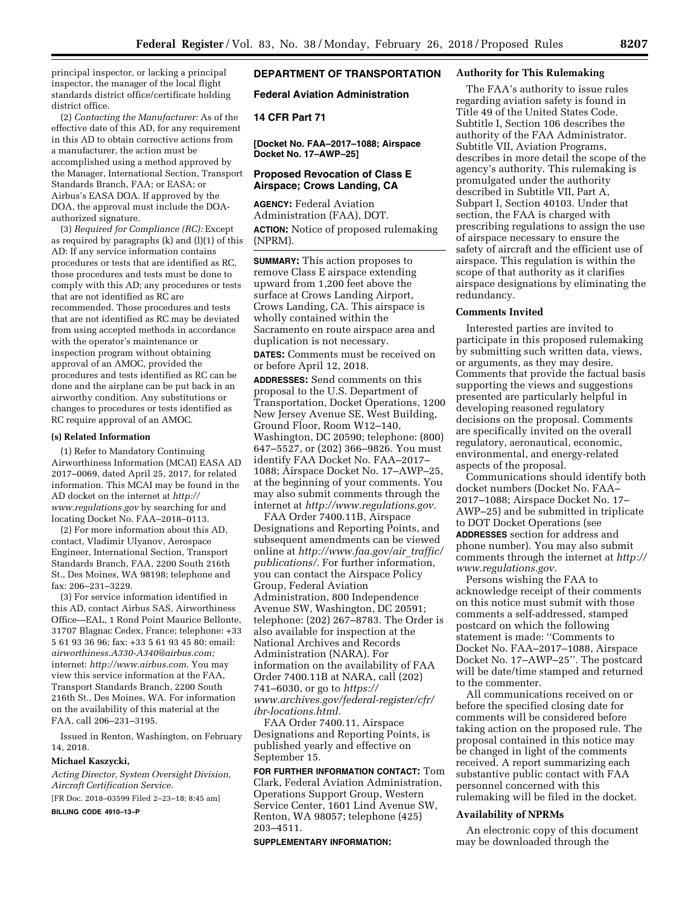principal inspector, or lacking a principal inspector, the manager of the local flight standards district office/certificate holding district office.

(2) *Contacting the Manufacturer:* As of the effective date of this AD, for any requirement in this AD to obtain corrective actions from a manufacturer, the action must be accomplished using a method approved by the Manager, International Section, Transport Standards Branch, FAA; or EASA; or Airbus's EASA DOA. If approved by the DOA, the approval must include the DOA-authorized signature.

(3) *Required for Compliance (RC):* Except as required by paragraphs (k) and (l)(1) of this AD: If any service information contains procedures or tests that are identified as RC, those procedures and tests must be done to comply with this AD; any procedures or tests that are not identified as RC are recommended. Those procedures and tests that are not identified as RC may be deviated from using accepted methods in accordance with the operator's maintenance or inspection program without obtaining approval of an AMOC, provided the procedures and tests identified as RC can be done and the airplane can be put back in an airworthy condition. Any substitutions or changes to procedures or tests identified as RC require approval of an AMOC.

**(s) Related Information**

(1) Refer to Mandatory Continuing Airworthiness Information (MCAI) EASA AD 2017–0069, dated April 25, 2017, for related information. This MCAI may be found in the AD docket on the internet at *http://www.regulations.gov* by searching for and locating Docket No. FAA–2018–0113.

(2) For more information about this AD, contact, Vladimir Ulyanov, Aerospace Engineer, International Section, Transport Standards Branch, FAA, 2200 South 216th St., Des Moines, WA 98198; telephone and fax: 206–231–3229.

(3) For service information identified in this AD, contact Airbus SAS, Airworthiness Office—EAL, 1 Rond Point Maurice Bellonte, 31707 Blagnac Cedex, France; telephone: +33 5 61 93 36 96; fax: +33 5 61 93 45 80; email: *airworthiness.A330-A340@airbus.com;* internet: *http://www.airbus.com*. You may view this service information at the FAA, Transport Standards Branch, 2200 South 216th St., Des Moines, WA. For information on the availability of this material at the FAA, call 206–231–3195.

Issued in Renton, Washington, on February 14, 2018.

**Michael Kaszycki,**

*Acting Director, System Oversight Division, Aircraft Certification Service.*

[FR Doc. 2018–03599 Filed 2–23–18; 8:45 am]

**BILLING CODE 4910–13–P**

## DEPARTMENT OF TRANSPORTATION

### Federal Aviation Administration

### 14 CFR Part 71

**[Docket No. FAA–2017–1088; Airspace Docket No. 17–AWP–25]**

### Proposed Revocation of Class E Airspace; Crows Landing, CA

**AGENCY:** Federal Aviation Administration (FAA), DOT.

**ACTION:** Notice of proposed rulemaking (NPRM).

**SUMMARY:** This action proposes to remove Class E airspace extending upward from 1,200 feet above the surface at Crows Landing Airport, Crows Landing, CA. This airspace is wholly contained within the Sacramento en route airspace area and duplication is not necessary.

**DATES:** Comments must be received on or before April 12, 2018.

**ADDRESSES:** Send comments on this proposal to the U.S. Department of Transportation, Docket Operations, 1200 New Jersey Avenue SE, West Building, Ground Floor, Room W12–140, Washington, DC 20590; telephone: (800) 647–5527, or (202) 366–9826. You must identify FAA Docket No. FAA–2017–1088; Airspace Docket No. 17–AWP–25, at the beginning of your comments. You may also submit comments through the internet at *http://www.regulations.gov.*

FAA Order 7400.11B, Airspace Designations and Reporting Points, and subsequent amendments can be viewed online at *http://www.faa.gov/air_traffic/publications/*. For further information, you can contact the Airspace Policy Group, Federal Aviation Administration, 800 Independence Avenue SW, Washington, DC 20591; telephone: (202) 267–8783. The Order is also available for inspection at the National Archives and Records Administration (NARA). For information on the availability of FAA Order 7400.11B at NARA, call (202) 741–6030, or go to *https://www.archives.gov/federal-register/cfr/ibr-locations.html.*

FAA Order 7400.11, Airspace Designations and Reporting Points, is published yearly and effective on September 15.

**FOR FURTHER INFORMATION CONTACT:** Tom Clark, Federal Aviation Administration, Operations Support Group, Western Service Center, 1601 Lind Avenue SW, Renton, WA 98057; telephone (425) 203–4511.

**SUPPLEMENTARY INFORMATION:**

**Authority for This Rulemaking**

The FAA's authority to issue rules regarding aviation safety is found in Title 49 of the United States Code. Subtitle I, Section 106 describes the authority of the FAA Administrator. Subtitle VII, Aviation Programs, describes in more detail the scope of the agency's authority. This rulemaking is promulgated under the authority described in Subtitle VII, Part A, Subpart I, Section 40103. Under that section, the FAA is charged with prescribing regulations to assign the use of airspace necessary to ensure the safety of aircraft and the efficient use of airspace. This regulation is within the scope of that authority as it clarifies airspace designations by eliminating the redundancy.

**Comments Invited**

Interested parties are invited to participate in this proposed rulemaking by submitting such written data, views, or arguments, as they may desire. Comments that provide the factual basis supporting the views and suggestions presented are particularly helpful in developing reasoned regulatory decisions on the proposal. Comments are specifically invited on the overall regulatory, aeronautical, economic, environmental, and energy-related aspects of the proposal.

Communications should identify both docket numbers (Docket No. FAA–2017–1088; Airspace Docket No. 17–AWP–25) and be submitted in triplicate to DOT Docket Operations (see **ADDRESSES** section for address and phone number). You may also submit comments through the internet at *http://www.regulations.gov.*

Persons wishing the FAA to acknowledge receipt of their comments on this notice must submit with those comments a self-addressed, stamped postcard on which the following statement is made: "Comments to Docket No. FAA–2017–1088, Airspace Docket No. 17–AWP–25". The postcard will be date/time stamped and returned to the commenter.

All communications received on or before the specified closing date for comments will be considered before taking action on the proposed rule. The proposal contained in this notice may be changed in light of the comments received. A report summarizing each substantive public contact with FAA personnel concerned with this rulemaking will be filed in the docket.

**Availability of NPRMs**

An electronic copy of this document may be downloaded through the